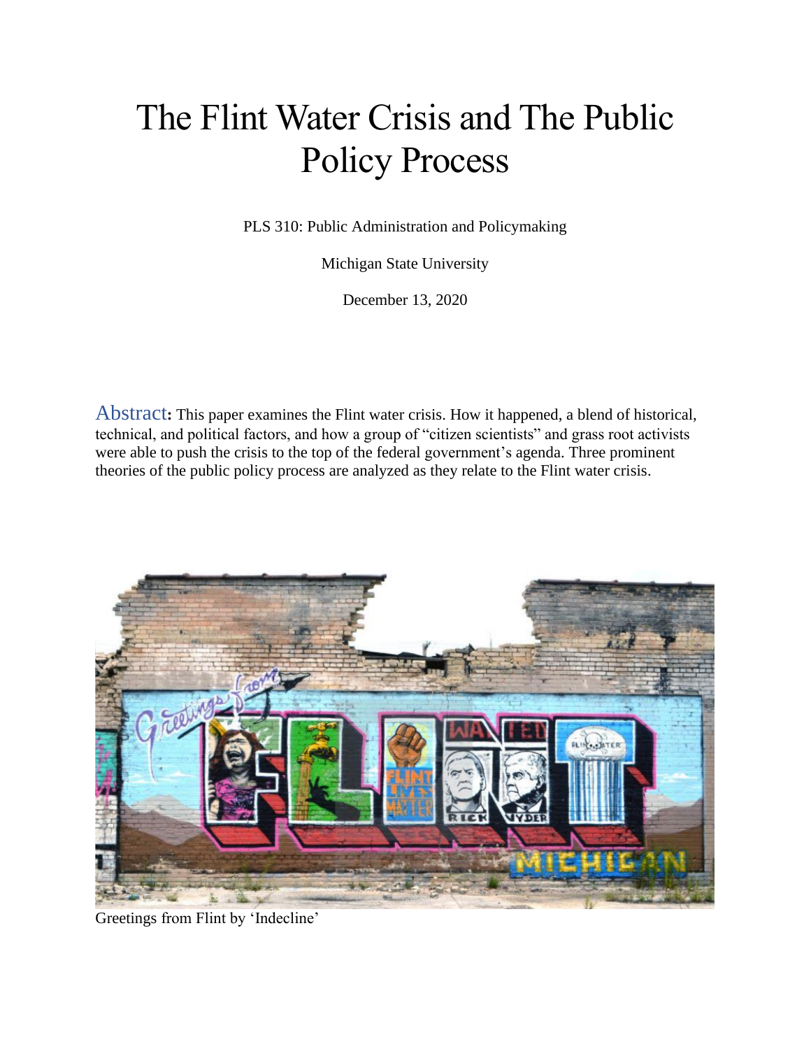# The Flint Water Crisis and The Public Policy Process

PLS 310: Public Administration and Policymaking

Michigan State University

December 13, 2020

**Abstract:** This paper examines the Flint water crisis. How it happened, a blend of historical, technical, and political factors, and how a group of "citizen scientists" and grass root activists were able to push the crisis to the top of the federal government's agenda. Three prominent theories of the public policy process are analyzed as they relate to the Flint water crisis.

Greetings from Flint by 'Indecline'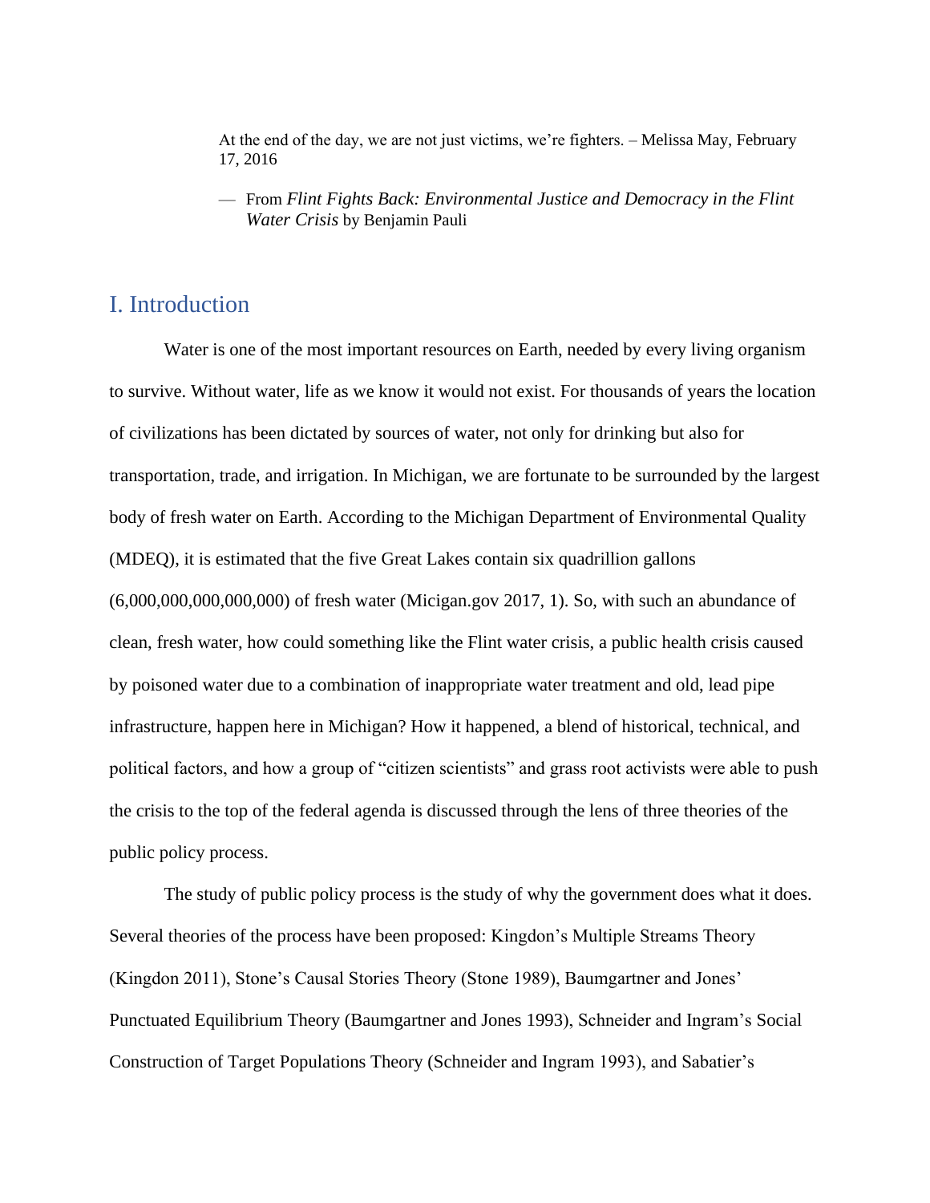At the end of the day, we are not just victims, we're fighters. – Melissa May, February 17, 2016

— From *Flint Fights Back: Environmental Justice and Democracy in the Flint Water Crisis* by Benjamin Pauli

## I. Introduction

Water is one of the most important resources on Earth, needed by every living organism to survive. Without water, life as we know it would not exist. For thousands of years the location of civilizations has been dictated by sources of water, not only for drinking but also for transportation, trade, and irrigation. In Michigan, we are fortunate to be surrounded by the largest body of fresh water on Earth. According to the Michigan Department of Environmental Quality (MDEQ), it is estimated that the five Great Lakes contain six quadrillion gallons (6,000,000,000,000,000) of fresh water (Micigan.gov 2017, 1). So, with such an abundance of clean, fresh water, how could something like the Flint water crisis, a public health crisis caused by poisoned water due to a combination of inappropriate water treatment and old, lead pipe infrastructure, happen here in Michigan? How it happened, a blend of historical, technical, and political factors, and how a group of "citizen scientists" and grass root activists were able to push the crisis to the top of the federal agenda is discussed through the lens of three theories of the public policy process.

The study of public policy process is the study of why the government does what it does. Several theories of the process have been proposed: Kingdon's Multiple Streams Theory (Kingdon 2011), Stone's Causal Stories Theory (Stone 1989), Baumgartner and Jones' Punctuated Equilibrium Theory (Baumgartner and Jones 1993), Schneider and Ingram's Social Construction of Target Populations Theory (Schneider and Ingram 1993), and Sabatier's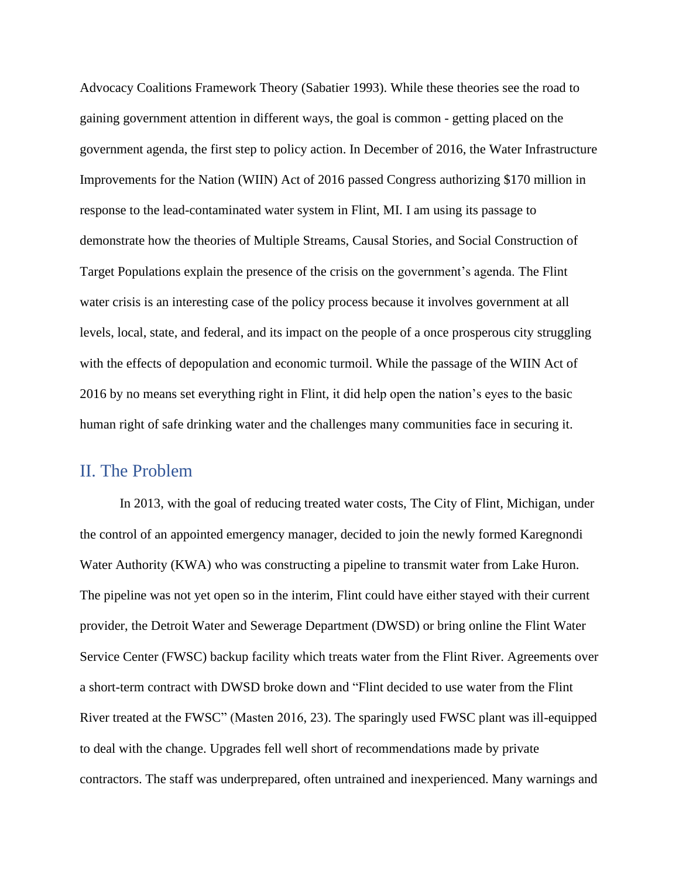Advocacy Coalitions Framework Theory (Sabatier 1993). While these theories see the road to gaining government attention in different ways, the goal is common - getting placed on the government agenda, the first step to policy action. In December of 2016, the Water Infrastructure Improvements for the Nation (WIIN) Act of 2016 passed Congress authorizing $170 million in response to the lead-contaminated water system in Flint, MI. I am using its passage to demonstrate how the theories of Multiple Streams, Causal Stories, and Social Construction of Target Populations explain the presence of the crisis on the government's agenda. The Flint water crisis is an interesting case of the policy process because it involves government at all levels, local, state, and federal, and its impact on the people of a once prosperous city struggling with the effects of depopulation and economic turmoil. While the passage of the WIIN Act of 2016 by no means set everything right in Flint, it did help open the nation's eyes to the basic human right of safe drinking water and the challenges many communities face in securing it.

## II. The Problem

In 2013, with the goal of reducing treated water costs, The City of Flint, Michigan, under the control of an appointed emergency manager, decided to join the newly formed Karegnondi Water Authority (KWA) who was constructing a pipeline to transmit water from Lake Huron. The pipeline was not yet open so in the interim, Flint could have either stayed with their current provider, the Detroit Water and Sewerage Department (DWSD) or bring online the Flint Water Service Center (FWSC) backup facility which treats water from the Flint River. Agreements over a short-term contract with DWSD broke down and "Flint decided to use water from the Flint River treated at the FWSC" (Masten 2016, 23). The sparingly used FWSC plant was ill-equipped to deal with the change. Upgrades fell well short of recommendations made by private contractors. The staff was underprepared, often untrained and inexperienced. Many warnings and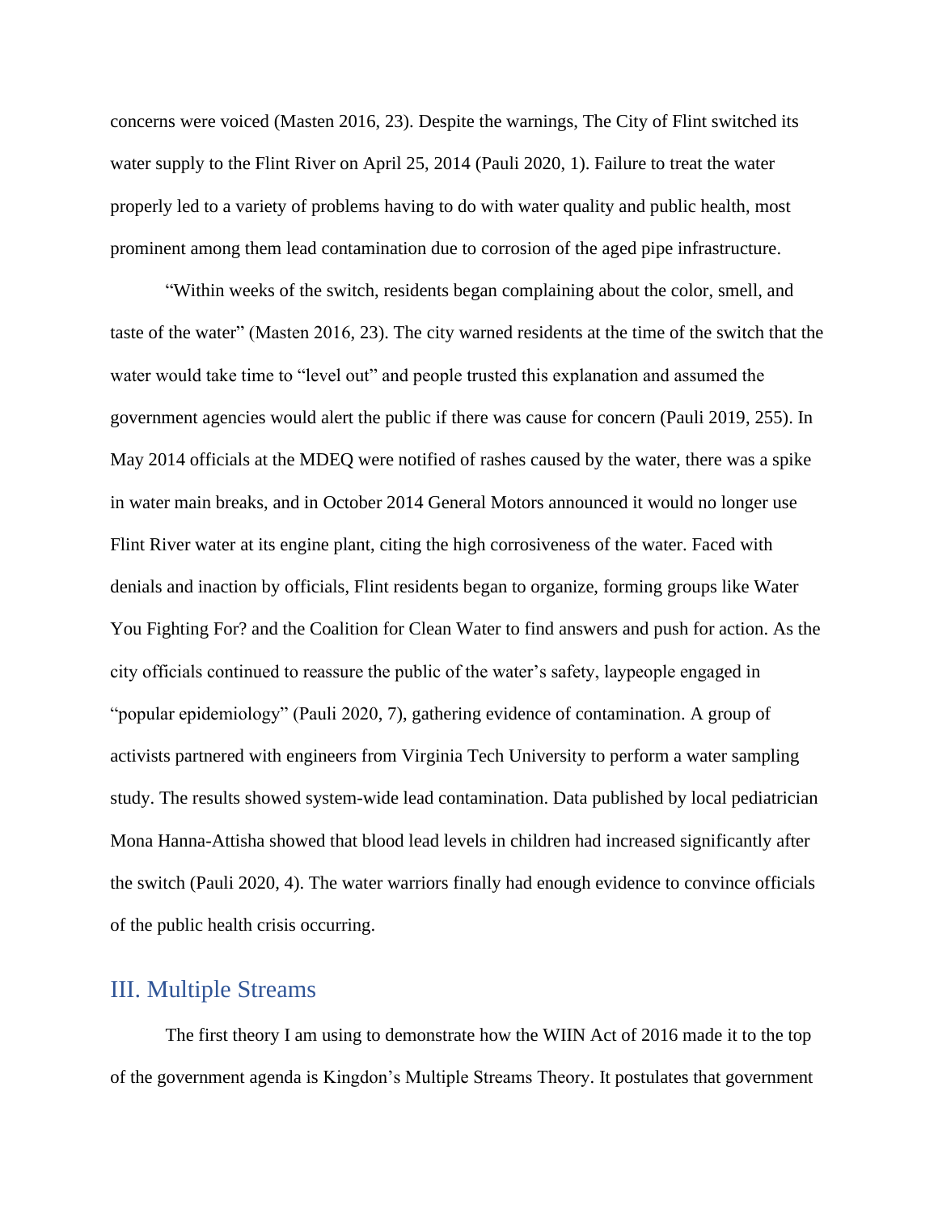concerns were voiced (Masten 2016, 23). Despite the warnings, The City of Flint switched its water supply to the Flint River on April 25, 2014 (Pauli 2020, 1). Failure to treat the water properly led to a variety of problems having to do with water quality and public health, most prominent among them lead contamination due to corrosion of the aged pipe infrastructure.

"Within weeks of the switch, residents began complaining about the color, smell, and taste of the water" (Masten 2016, 23). The city warned residents at the time of the switch that the water would take time to "level out" and people trusted this explanation and assumed the government agencies would alert the public if there was cause for concern (Pauli 2019, 255). In May 2014 officials at the MDEQ were notified of rashes caused by the water, there was a spike in water main breaks, and in October 2014 General Motors announced it would no longer use Flint River water at its engine plant, citing the high corrosiveness of the water. Faced with denials and inaction by officials, Flint residents began to organize, forming groups like Water You Fighting For? and the Coalition for Clean Water to find answers and push for action. As the city officials continued to reassure the public of the water's safety, laypeople engaged in "popular epidemiology" (Pauli 2020, 7), gathering evidence of contamination. A group of activists partnered with engineers from Virginia Tech University to perform a water sampling study. The results showed system-wide lead contamination. Data published by local pediatrician Mona Hanna-Attisha showed that blood lead levels in children had increased significantly after the switch (Pauli 2020, 4). The water warriors finally had enough evidence to convince officials of the public health crisis occurring.

## III. Multiple Streams

The first theory I am using to demonstrate how the WIIN Act of 2016 made it to the top of the government agenda is Kingdon's Multiple Streams Theory. It postulates that government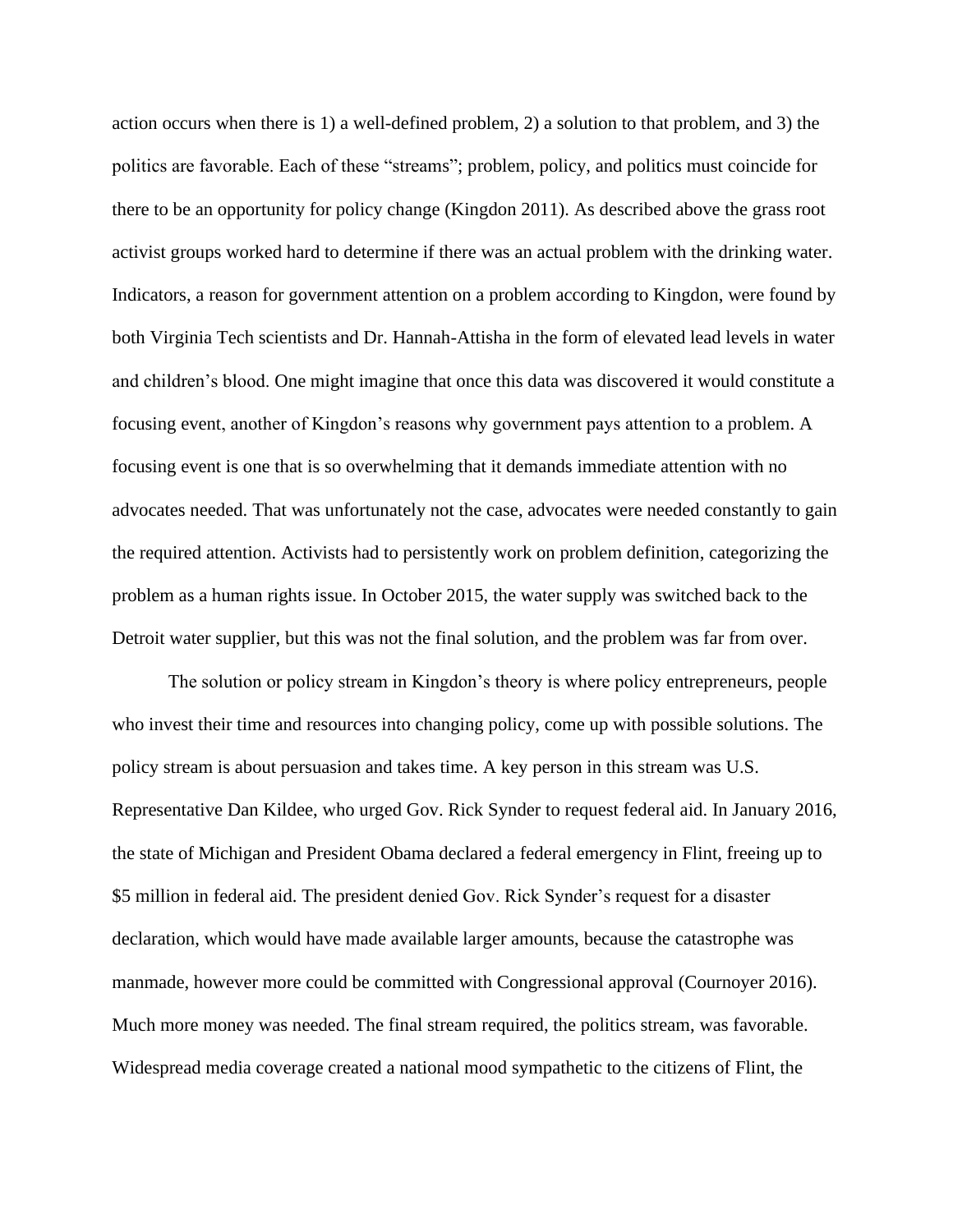action occurs when there is 1) a well-defined problem, 2) a solution to that problem, and 3) the politics are favorable. Each of these "streams"; problem, policy, and politics must coincide for there to be an opportunity for policy change (Kingdon 2011). As described above the grass root activist groups worked hard to determine if there was an actual problem with the drinking water. Indicators, a reason for government attention on a problem according to Kingdon, were found by both Virginia Tech scientists and Dr. Hannah-Attisha in the form of elevated lead levels in water and children's blood. One might imagine that once this data was discovered it would constitute a focusing event, another of Kingdon's reasons why government pays attention to a problem. A focusing event is one that is so overwhelming that it demands immediate attention with no advocates needed. That was unfortunately not the case, advocates were needed constantly to gain the required attention. Activists had to persistently work on problem definition, categorizing the problem as a human rights issue. In October 2015, the water supply was switched back to the Detroit water supplier, but this was not the final solution, and the problem was far from over.

The solution or policy stream in Kingdon's theory is where policy entrepreneurs, people who invest their time and resources into changing policy, come up with possible solutions. The policy stream is about persuasion and takes time. A key person in this stream was U.S. Representative Dan Kildee, who urged Gov. Rick Synder to request federal aid. In January 2016, the state of Michigan and President Obama declared a federal emergency in Flint, freeing up to $5 million in federal aid. The president denied Gov. Rick Synder's request for a disaster declaration, which would have made available larger amounts, because the catastrophe was manmade, however more could be committed with Congressional approval (Cournoyer 2016). Much more money was needed. The final stream required, the politics stream, was favorable. Widespread media coverage created a national mood sympathetic to the citizens of Flint, the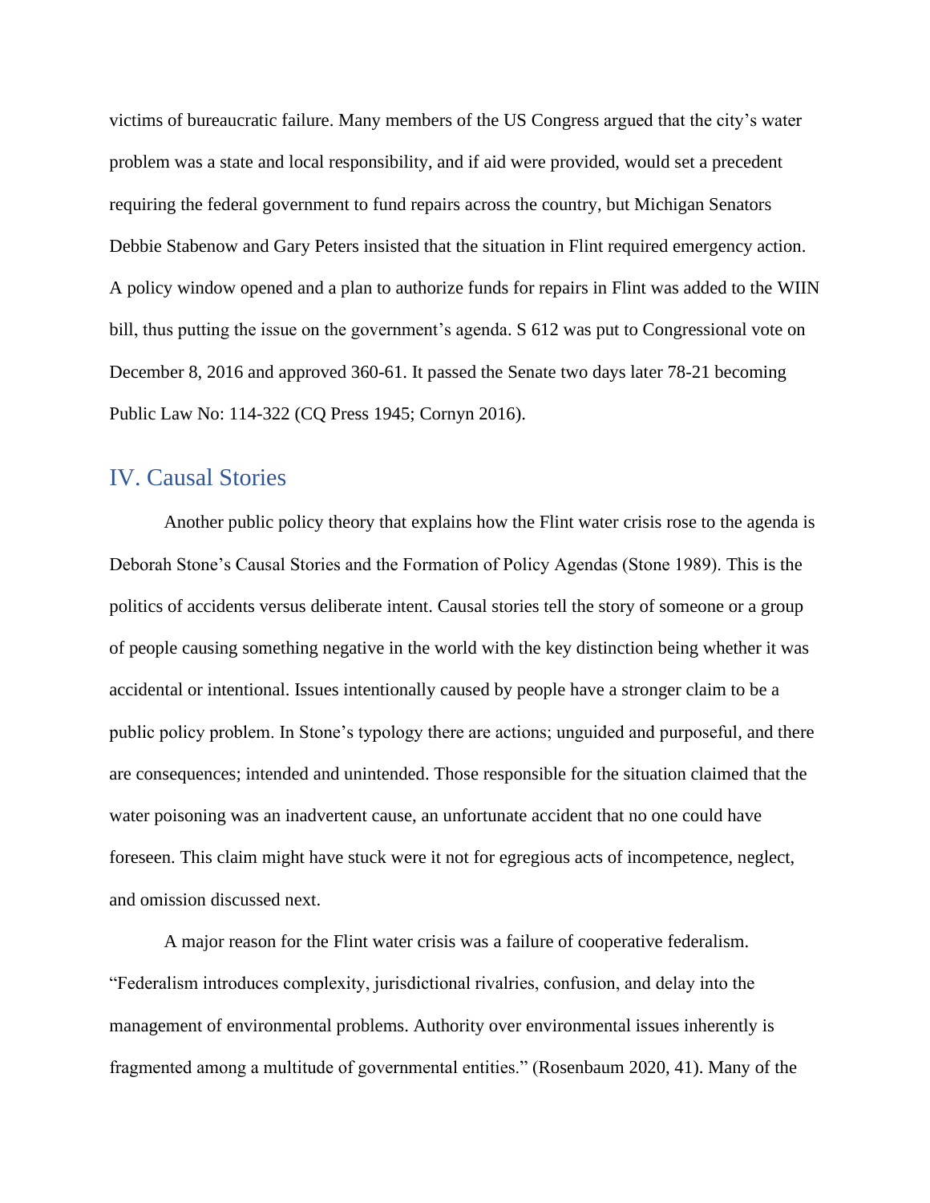victims of bureaucratic failure. Many members of the US Congress argued that the city's water problem was a state and local responsibility, and if aid were provided, would set a precedent requiring the federal government to fund repairs across the country, but Michigan Senators Debbie Stabenow and Gary Peters insisted that the situation in Flint required emergency action. A policy window opened and a plan to authorize funds for repairs in Flint was added to the WIIN bill, thus putting the issue on the government's agenda. S 612 was put to Congressional vote on December 8, 2016 and approved 360-61. It passed the Senate two days later 78-21 becoming Public Law No: 114-322 (CQ Press 1945; Cornyn 2016).

## IV. Causal Stories

Another public policy theory that explains how the Flint water crisis rose to the agenda is Deborah Stone's Causal Stories and the Formation of Policy Agendas (Stone 1989). This is the politics of accidents versus deliberate intent. Causal stories tell the story of someone or a group of people causing something negative in the world with the key distinction being whether it was accidental or intentional. Issues intentionally caused by people have a stronger claim to be a public policy problem. In Stone's typology there are actions; unguided and purposeful, and there are consequences; intended and unintended. Those responsible for the situation claimed that the water poisoning was an inadvertent cause, an unfortunate accident that no one could have foreseen. This claim might have stuck were it not for egregious acts of incompetence, neglect, and omission discussed next.

A major reason for the Flint water crisis was a failure of cooperative federalism. "Federalism introduces complexity, jurisdictional rivalries, confusion, and delay into the management of environmental problems. Authority over environmental issues inherently is fragmented among a multitude of governmental entities." (Rosenbaum 2020, 41). Many of the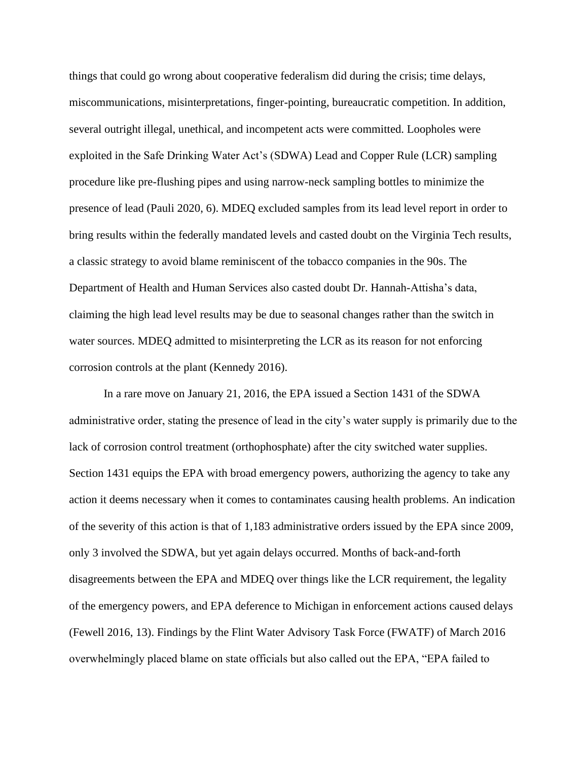things that could go wrong about cooperative federalism did during the crisis; time delays, miscommunications, misinterpretations, finger-pointing, bureaucratic competition. In addition, several outright illegal, unethical, and incompetent acts were committed. Loopholes were exploited in the Safe Drinking Water Act's (SDWA) Lead and Copper Rule (LCR) sampling procedure like pre-flushing pipes and using narrow-neck sampling bottles to minimize the presence of lead (Pauli 2020, 6). MDEQ excluded samples from its lead level report in order to bring results within the federally mandated levels and casted doubt on the Virginia Tech results, a classic strategy to avoid blame reminiscent of the tobacco companies in the 90s. The Department of Health and Human Services also casted doubt Dr. Hannah-Attisha's data, claiming the high lead level results may be due to seasonal changes rather than the switch in water sources. MDEQ admitted to misinterpreting the LCR as its reason for not enforcing corrosion controls at the plant (Kennedy 2016).

In a rare move on January 21, 2016, the EPA issued a Section 1431 of the SDWA administrative order, stating the presence of lead in the city's water supply is primarily due to the lack of corrosion control treatment (orthophosphate) after the city switched water supplies. Section 1431 equips the EPA with broad emergency powers, authorizing the agency to take any action it deems necessary when it comes to contaminates causing health problems. An indication of the severity of this action is that of 1,183 administrative orders issued by the EPA since 2009, only 3 involved the SDWA, but yet again delays occurred. Months of back-and-forth disagreements between the EPA and MDEQ over things like the LCR requirement, the legality of the emergency powers, and EPA deference to Michigan in enforcement actions caused delays (Fewell 2016, 13). Findings by the Flint Water Advisory Task Force (FWATF) of March 2016 overwhelmingly placed blame on state officials but also called out the EPA, "EPA failed to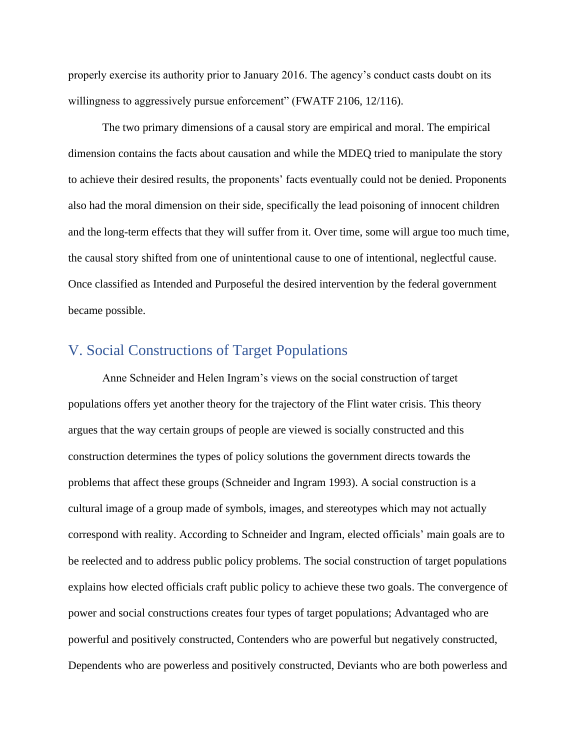properly exercise its authority prior to January 2016. The agency's conduct casts doubt on its willingness to aggressively pursue enforcement" (FWATF 2106, 12/116).

The two primary dimensions of a causal story are empirical and moral. The empirical dimension contains the facts about causation and while the MDEQ tried to manipulate the story to achieve their desired results, the proponents' facts eventually could not be denied. Proponents also had the moral dimension on their side, specifically the lead poisoning of innocent children and the long-term effects that they will suffer from it. Over time, some will argue too much time, the causal story shifted from one of unintentional cause to one of intentional, neglectful cause. Once classified as Intended and Purposeful the desired intervention by the federal government became possible.

## V. Social Constructions of Target Populations

Anne Schneider and Helen Ingram's views on the social construction of target populations offers yet another theory for the trajectory of the Flint water crisis. This theory argues that the way certain groups of people are viewed is socially constructed and this construction determines the types of policy solutions the government directs towards the problems that affect these groups (Schneider and Ingram 1993). A social construction is a cultural image of a group made of symbols, images, and stereotypes which may not actually correspond with reality. According to Schneider and Ingram, elected officials' main goals are to be reelected and to address public policy problems. The social construction of target populations explains how elected officials craft public policy to achieve these two goals. The convergence of power and social constructions creates four types of target populations; Advantaged who are powerful and positively constructed, Contenders who are powerful but negatively constructed, Dependents who are powerless and positively constructed, Deviants who are both powerless and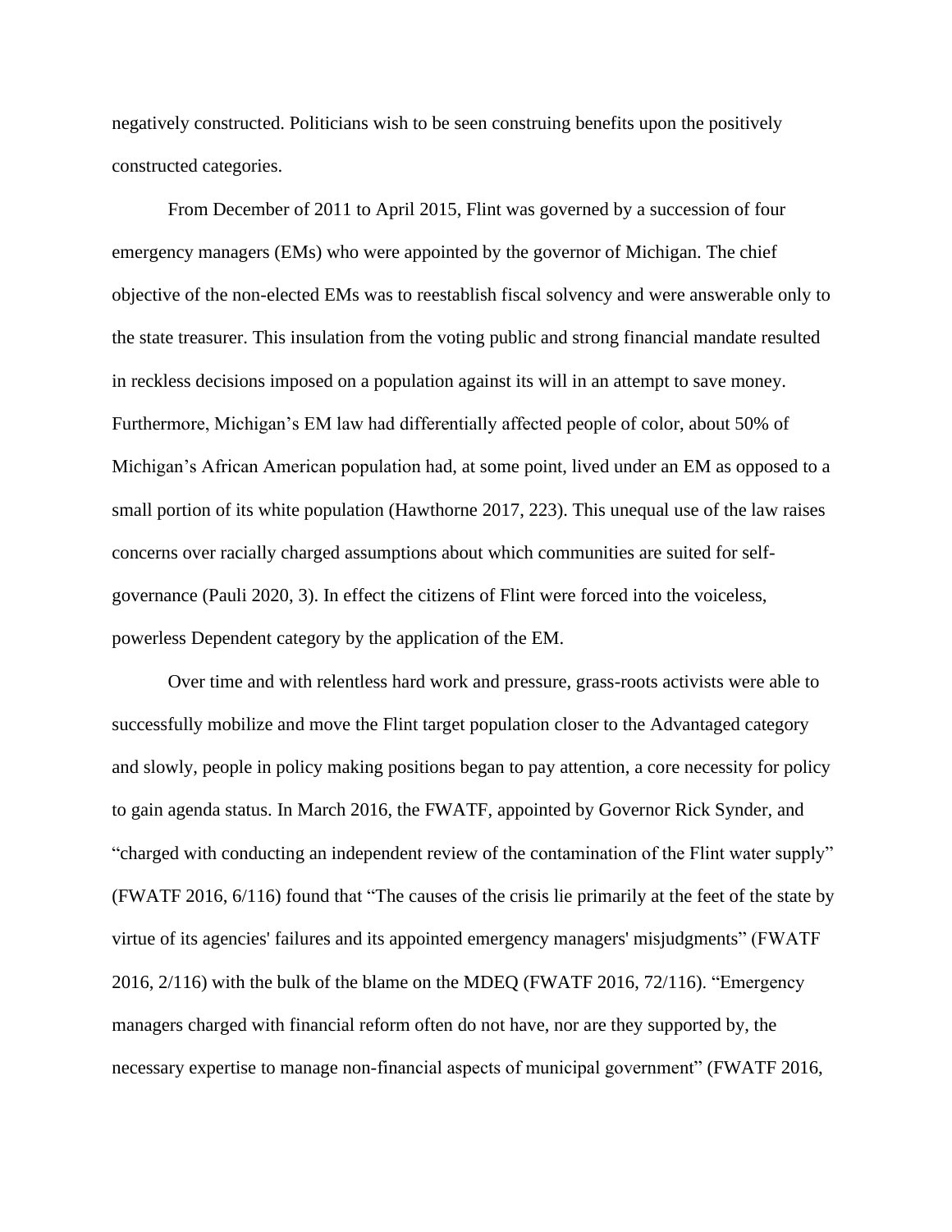negatively constructed. Politicians wish to be seen construing benefits upon the positively constructed categories.

From December of 2011 to April 2015, Flint was governed by a succession of four emergency managers (EMs) who were appointed by the governor of Michigan. The chief objective of the non-elected EMs was to reestablish fiscal solvency and were answerable only to the state treasurer. This insulation from the voting public and strong financial mandate resulted in reckless decisions imposed on a population against its will in an attempt to save money. Furthermore, Michigan's EM law had differentially affected people of color, about 50% of Michigan's African American population had, at some point, lived under an EM as opposed to a small portion of its white population (Hawthorne 2017, 223). This unequal use of the law raises concerns over racially charged assumptions about which communities are suited for self-governance (Pauli 2020, 3). In effect the citizens of Flint were forced into the voiceless, powerless Dependent category by the application of the EM.

Over time and with relentless hard work and pressure, grass-roots activists were able to successfully mobilize and move the Flint target population closer to the Advantaged category and slowly, people in policy making positions began to pay attention, a core necessity for policy to gain agenda status. In March 2016, the FWATF, appointed by Governor Rick Synder, and "charged with conducting an independent review of the contamination of the Flint water supply" (FWATF 2016, 6/116) found that "The causes of the crisis lie primarily at the feet of the state by virtue of its agencies' failures and its appointed emergency managers' misjudgments" (FWATF 2016, 2/116) with the bulk of the blame on the MDEQ (FWATF 2016, 72/116). "Emergency managers charged with financial reform often do not have, nor are they supported by, the necessary expertise to manage non-financial aspects of municipal government" (FWATF 2016,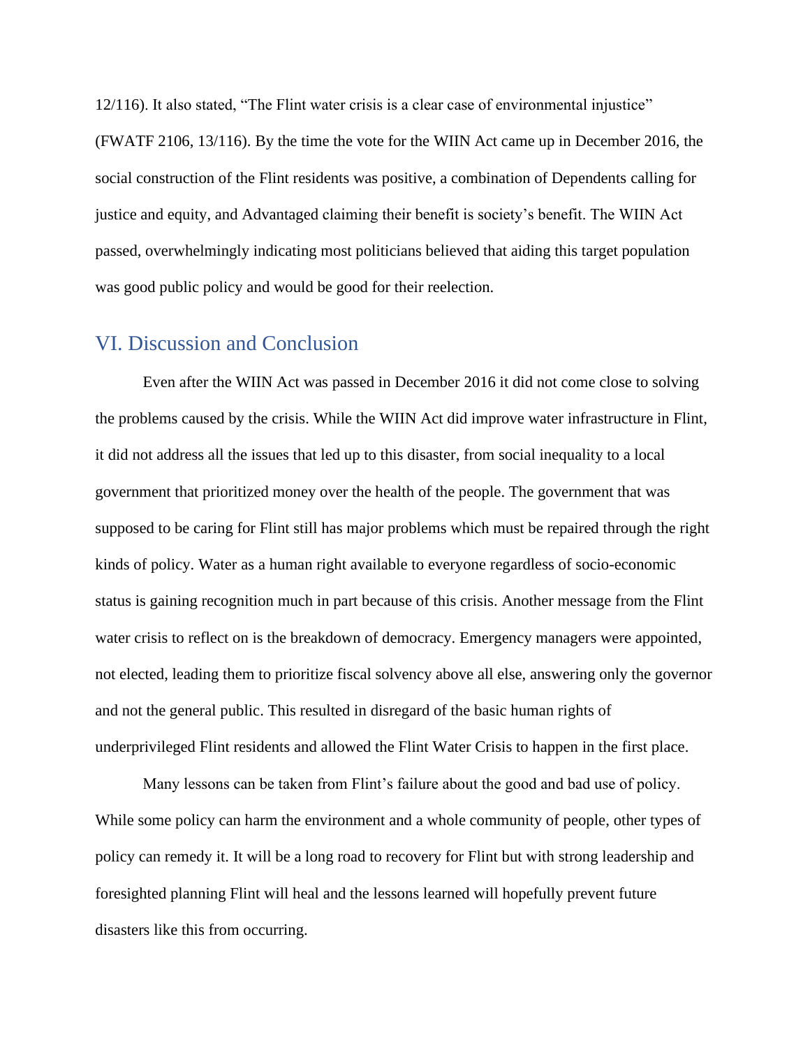12/116). It also stated, "The Flint water crisis is a clear case of environmental injustice" (FWATF 2106, 13/116). By the time the vote for the WIIN Act came up in December 2016, the social construction of the Flint residents was positive, a combination of Dependents calling for justice and equity, and Advantaged claiming their benefit is society's benefit. The WIIN Act passed, overwhelmingly indicating most politicians believed that aiding this target population was good public policy and would be good for their reelection.

## VI. Discussion and Conclusion

Even after the WIIN Act was passed in December 2016 it did not come close to solving the problems caused by the crisis. While the WIIN Act did improve water infrastructure in Flint, it did not address all the issues that led up to this disaster, from social inequality to a local government that prioritized money over the health of the people. The government that was supposed to be caring for Flint still has major problems which must be repaired through the right kinds of policy. Water as a human right available to everyone regardless of socio-economic status is gaining recognition much in part because of this crisis. Another message from the Flint water crisis to reflect on is the breakdown of democracy. Emergency managers were appointed, not elected, leading them to prioritize fiscal solvency above all else, answering only the governor and not the general public. This resulted in disregard of the basic human rights of underprivileged Flint residents and allowed the Flint Water Crisis to happen in the first place.

Many lessons can be taken from Flint's failure about the good and bad use of policy. While some policy can harm the environment and a whole community of people, other types of policy can remedy it. It will be a long road to recovery for Flint but with strong leadership and foresighted planning Flint will heal and the lessons learned will hopefully prevent future disasters like this from occurring.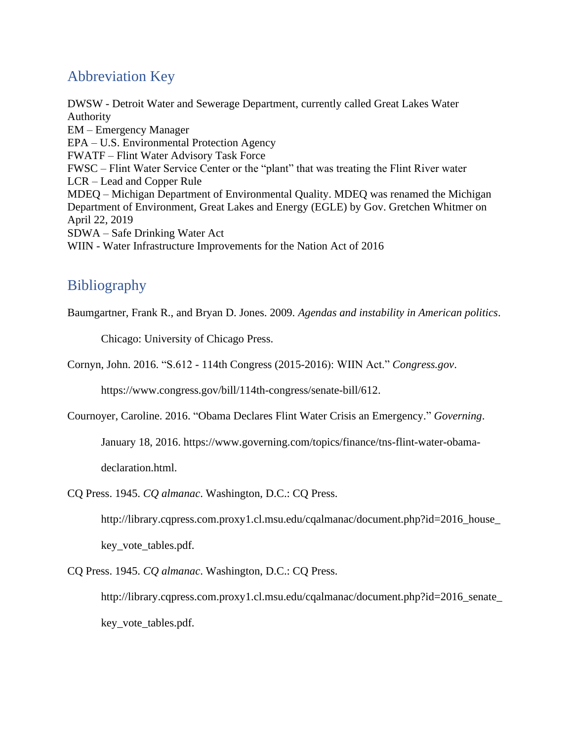## Abbreviation Key

DWSW - Detroit Water and Sewerage Department, currently called Great Lakes Water Authority
EM – Emergency Manager
EPA – U.S. Environmental Protection Agency
FWATF – Flint Water Advisory Task Force
FWSC – Flint Water Service Center or the "plant" that was treating the Flint River water
LCR – Lead and Copper Rule
MDEQ – Michigan Department of Environmental Quality. MDEQ was renamed the Michigan Department of Environment, Great Lakes and Energy (EGLE) by Gov. Gretchen Whitmer on April 22, 2019
SDWA – Safe Drinking Water Act
WIIN - Water Infrastructure Improvements for the Nation Act of 2016

## Bibliography

Baumgartner, Frank R., and Bryan D. Jones. 2009. *Agendas and instability in American politics*. Chicago: University of Chicago Press.

Cornyn, John. 2016. "S.612 - 114th Congress (2015-2016): WIIN Act." *Congress.gov*. https://www.congress.gov/bill/114th-congress/senate-bill/612.

Cournoyer, Caroline. 2016. "Obama Declares Flint Water Crisis an Emergency." *Governing*. January 18, 2016. https://www.governing.com/topics/finance/tns-flint-water-obama-declaration.html.

CQ Press. 1945. *CQ almanac*. Washington, D.C.: CQ Press. http://library.cqpress.com.proxy1.cl.msu.edu/cqalmanac/document.php?id=2016_house_key_vote_tables.pdf.

CQ Press. 1945. *CQ almanac*. Washington, D.C.: CQ Press. http://library.cqpress.com.proxy1.cl.msu.edu/cqalmanac/document.php?id=2016_senate_key_vote_tables.pdf.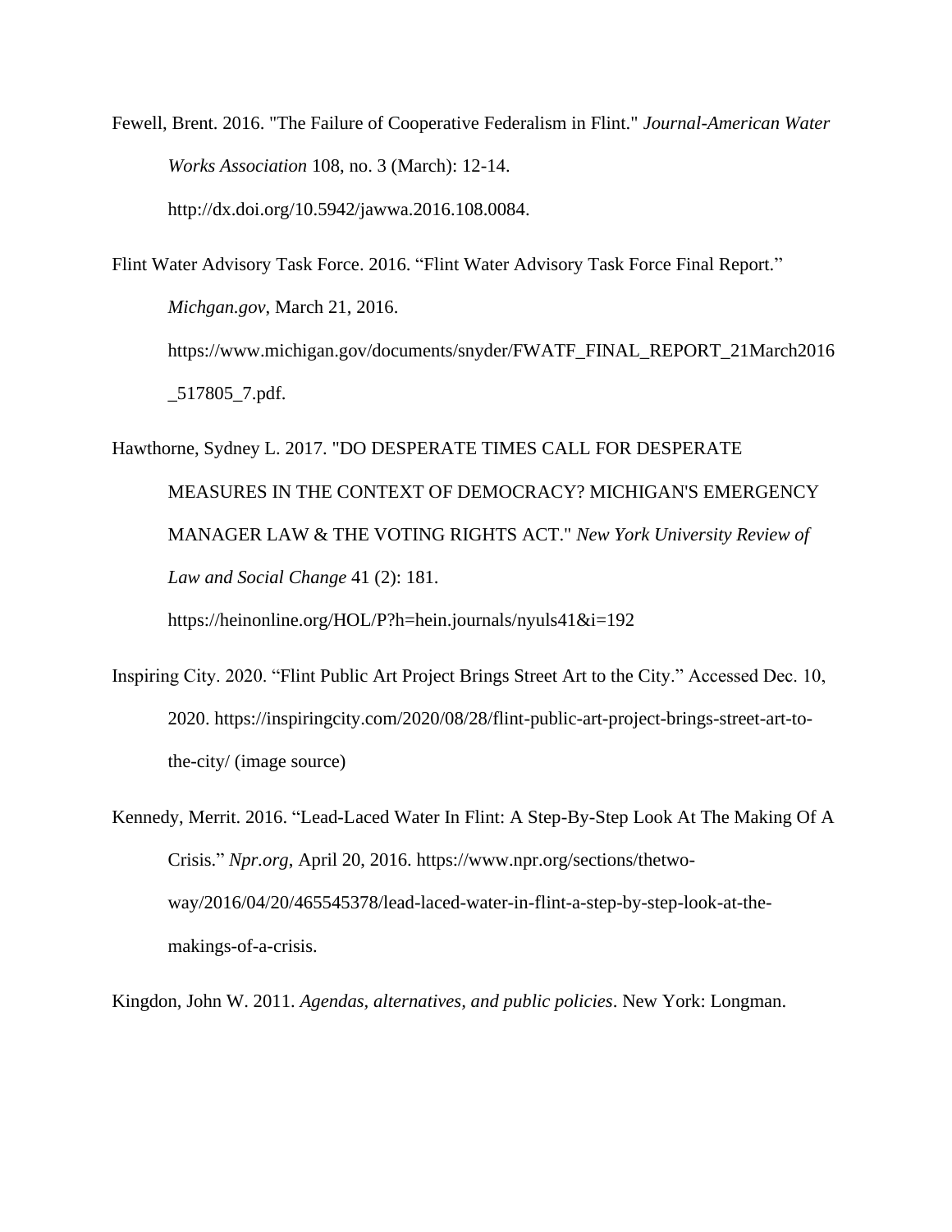Fewell, Brent. 2016. "The Failure of Cooperative Federalism in Flint." *Journal-American Water Works Association* 108, no. 3 (March): 12-14. http://dx.doi.org/10.5942/jawwa.2016.108.0084.

Flint Water Advisory Task Force. 2016. "Flint Water Advisory Task Force Final Report." *Michgan.gov*, March 21, 2016. https://www.michigan.gov/documents/snyder/FWATF_FINAL_REPORT_21March2016_517805_7.pdf.

Hawthorne, Sydney L. 2017. "DO DESPERATE TIMES CALL FOR DESPERATE MEASURES IN THE CONTEXT OF DEMOCRACY? MICHIGAN'S EMERGENCY MANAGER LAW & THE VOTING RIGHTS ACT." *New York University Review of Law and Social Change* 41 (2): 181. https://heinonline.org/HOL/P?h=hein.journals/nyuls41&i=192

Inspiring City. 2020. "Flint Public Art Project Brings Street Art to the City." Accessed Dec. 10, 2020. https://inspiringcity.com/2020/08/28/flint-public-art-project-brings-street-art-to-the-city/ (image source)

Kennedy, Merrit. 2016. "Lead-Laced Water In Flint: A Step-By-Step Look At The Making Of A Crisis." *Npr.org*, April 20, 2016. https://www.npr.org/sections/thetwo-way/2016/04/20/465545378/lead-laced-water-in-flint-a-step-by-step-look-at-the-makings-of-a-crisis.

Kingdon, John W. 2011. *Agendas, alternatives, and public policies*. New York: Longman.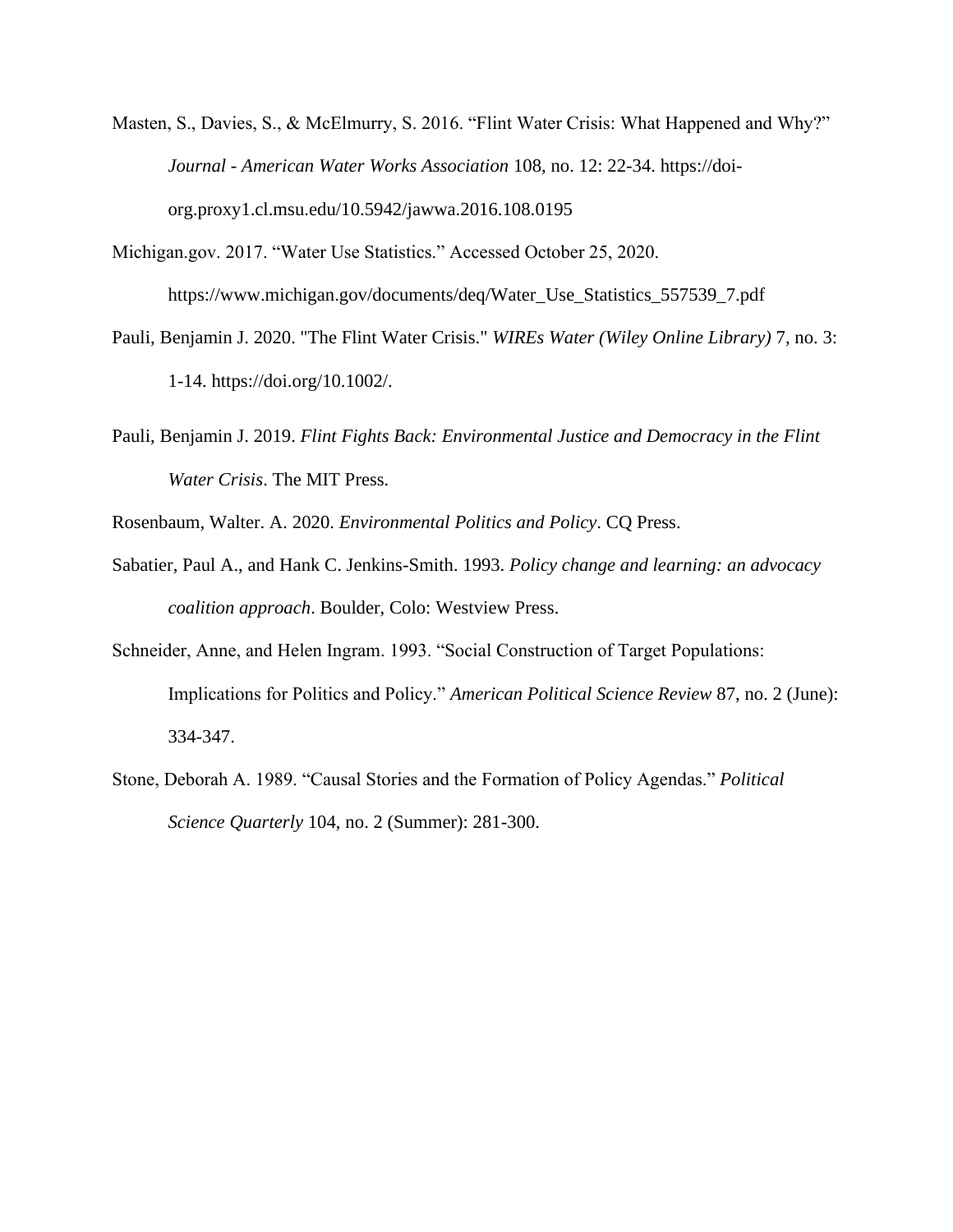Masten, S., Davies, S., & McElmurry, S. 2016. "Flint Water Crisis: What Happened and Why?" *Journal - American Water Works Association* 108, no. 12: 22-34. https://doi-org.proxy1.cl.msu.edu/10.5942/jawwa.2016.108.0195

Michigan.gov. 2017. "Water Use Statistics." Accessed October 25, 2020. https://www.michigan.gov/documents/deq/Water_Use_Statistics_557539_7.pdf

Pauli, Benjamin J. 2020. "The Flint Water Crisis." *WIREs Water (Wiley Online Library)* 7, no. 3: 1-14. https://doi.org/10.1002/.

Pauli, Benjamin J. 2019. *Flint Fights Back: Environmental Justice and Democracy in the Flint Water Crisis*. The MIT Press.

Rosenbaum, Walter. A. 2020. *Environmental Politics and Policy*. CQ Press.

Sabatier, Paul A., and Hank C. Jenkins-Smith. 1993. *Policy change and learning: an advocacy coalition approach*. Boulder, Colo: Westview Press.

Schneider, Anne, and Helen Ingram. 1993. "Social Construction of Target Populations: Implications for Politics and Policy." *American Political Science Review* 87, no. 2 (June): 334-347.

Stone, Deborah A. 1989. "Causal Stories and the Formation of Policy Agendas." *Political Science Quarterly* 104, no. 2 (Summer): 281-300.